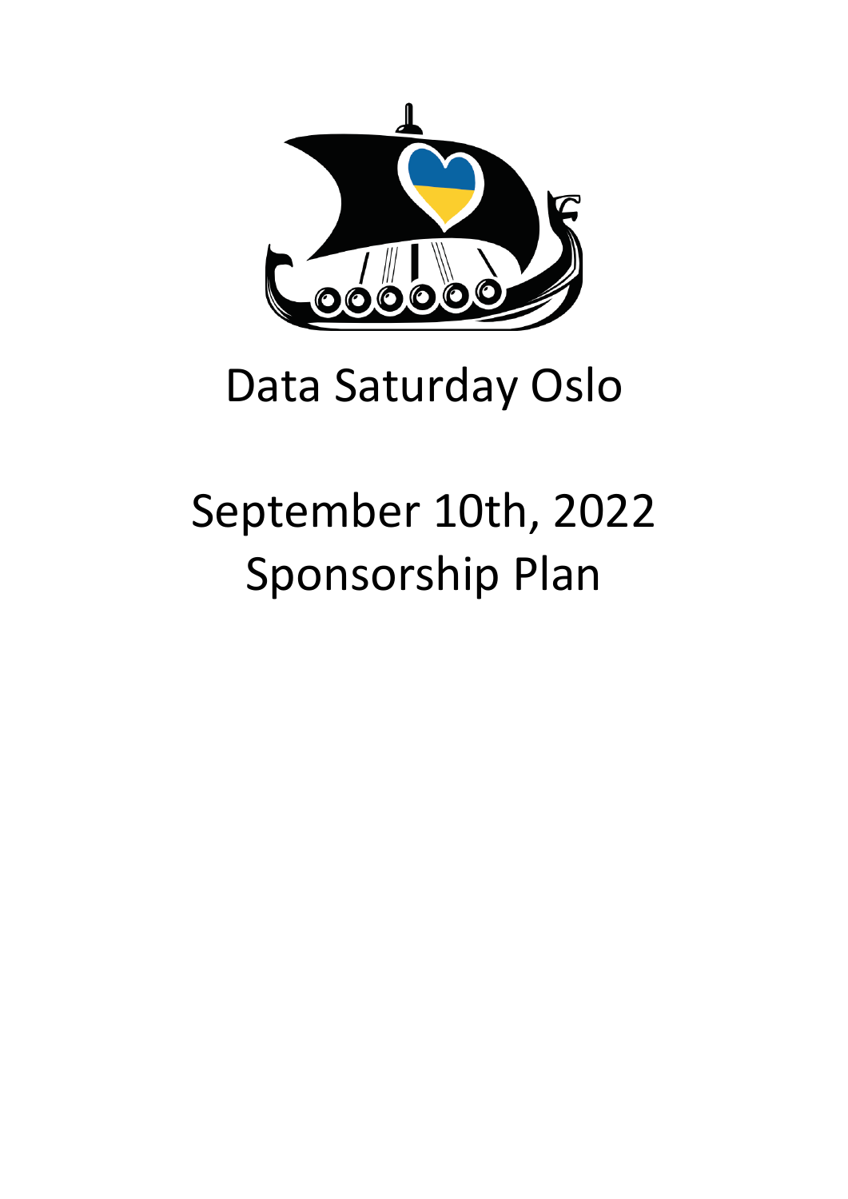# Data Saturday Oslo

# September 10th, 2022
# Sponsorship Plan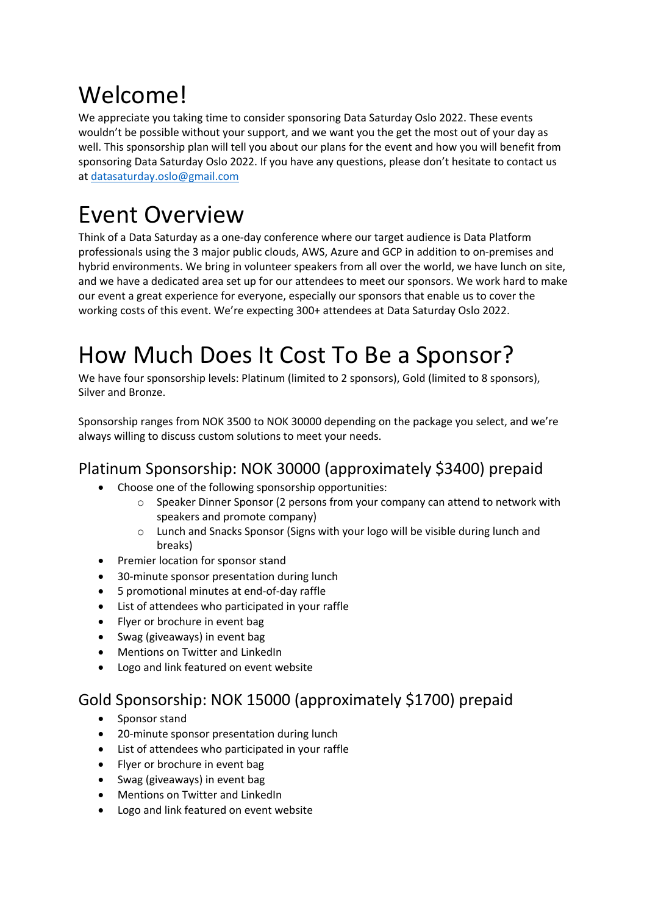# Welcome!

We appreciate you taking time to consider sponsoring Data Saturday Oslo 2022. These events wouldn't be possible without your support, and we want you the get the most out of your day as well. This sponsorship plan will tell you about our plans for the event and how you will benefit from sponsoring Data Saturday Oslo 2022. If you have any questions, please don't hesitate to contact us at [datasaturday.oslo@gmail.com](mailto:datasaturday.oslo@gmail.com)

# Event Overview

Think of a Data Saturday as a one-day conference where our target audience is Data Platform professionals using the 3 major public clouds, AWS, Azure and GCP in addition to on-premises and hybrid environments. We bring in volunteer speakers from all over the world, we have lunch on site, and we have a dedicated area set up for our attendees to meet our sponsors. We work hard to make our event a great experience for everyone, especially our sponsors that enable us to cover the working costs of this event. We're expecting 300+ attendees at Data Saturday Oslo 2022.

# How Much Does It Cost To Be a Sponsor?

We have four sponsorship levels: Platinum (limited to 2 sponsors), Gold (limited to 8 sponsors), Silver and Bronze.

Sponsorship ranges from NOK 3500 to NOK 30000 depending on the package you select, and we're always willing to discuss custom solutions to meet your needs.

## Platinum Sponsorship: NOK 30000 (approximately $3400) prepaid

- Choose one of the following sponsorship opportunities:
  - Speaker Dinner Sponsor (2 persons from your company can attend to network with speakers and promote company)
  - Lunch and Snacks Sponsor (Signs with your logo will be visible during lunch and breaks)
- Premier location for sponsor stand
- 30-minute sponsor presentation during lunch
- 5 promotional minutes at end-of-day raffle
- List of attendees who participated in your raffle
- Flyer or brochure in event bag
- Swag (giveaways) in event bag
- Mentions on Twitter and LinkedIn
- Logo and link featured on event website

## Gold Sponsorship: NOK 15000 (approximately $1700) prepaid

- Sponsor stand
- 20-minute sponsor presentation during lunch
- List of attendees who participated in your raffle
- Flyer or brochure in event bag
- Swag (giveaways) in event bag
- Mentions on Twitter and LinkedIn
- Logo and link featured on event website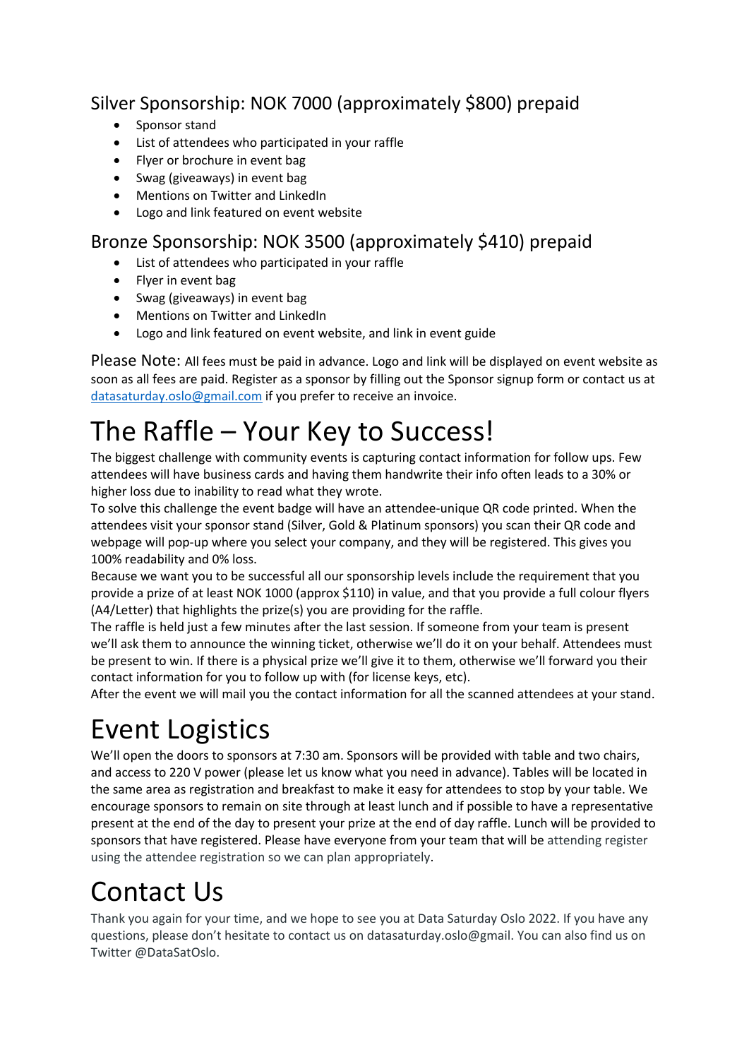## Silver Sponsorship: NOK 7000 (approximately $800) prepaid

- Sponsor stand
- List of attendees who participated in your raffle
- Flyer or brochure in event bag
- Swag (giveaways) in event bag
- Mentions on Twitter and LinkedIn
- Logo and link featured on event website

## Bronze Sponsorship: NOK 3500 (approximately $410) prepaid

- List of attendees who participated in your raffle
- Flyer in event bag
- Swag (giveaways) in event bag
- Mentions on Twitter and LinkedIn
- Logo and link featured on event website, and link in event guide

Please Note: All fees must be paid in advance. Logo and link will be displayed on event website as soon as all fees are paid. Register as a sponsor by filling out the Sponsor signup form or contact us at [datasaturday.oslo@gmail.com](mailto:datasaturday.oslo@gmail.com) if you prefer to receive an invoice.

# The Raffle – Your Key to Success!

The biggest challenge with community events is capturing contact information for follow ups. Few attendees will have business cards and having them handwrite their info often leads to a 30% or higher loss due to inability to read what they wrote.

To solve this challenge the event badge will have an attendee-unique QR code printed. When the attendees visit your sponsor stand (Silver, Gold & Platinum sponsors) you scan their QR code and webpage will pop-up where you select your company, and they will be registered. This gives you 100% readability and 0% loss.

Because we want you to be successful all our sponsorship levels include the requirement that you provide a prize of at least NOK 1000 (approx $110) in value, and that you provide a full colour flyers (A4/Letter) that highlights the prize(s) you are providing for the raffle.

The raffle is held just a few minutes after the last session. If someone from your team is present we'll ask them to announce the winning ticket, otherwise we'll do it on your behalf. Attendees must be present to win. If there is a physical prize we'll give it to them, otherwise we'll forward you their contact information for you to follow up with (for license keys, etc).

After the event we will mail you the contact information for all the scanned attendees at your stand.

# Event Logistics

We'll open the doors to sponsors at 7:30 am. Sponsors will be provided with table and two chairs, and access to 220 V power (please let us know what you need in advance). Tables will be located in the same area as registration and breakfast to make it easy for attendees to stop by your table. We encourage sponsors to remain on site through at least lunch and if possible to have a representative present at the end of the day to present your prize at the end of day raffle. Lunch will be provided to sponsors that have registered. Please have everyone from your team that will be attending register using the attendee registration so we can plan appropriately.

# Contact Us

Thank you again for your time, and we hope to see you at Data Saturday Oslo 2022. If you have any questions, please don't hesitate to contact us on datasaturday.oslo@gmail. You can also find us on Twitter @DataSatOslo.